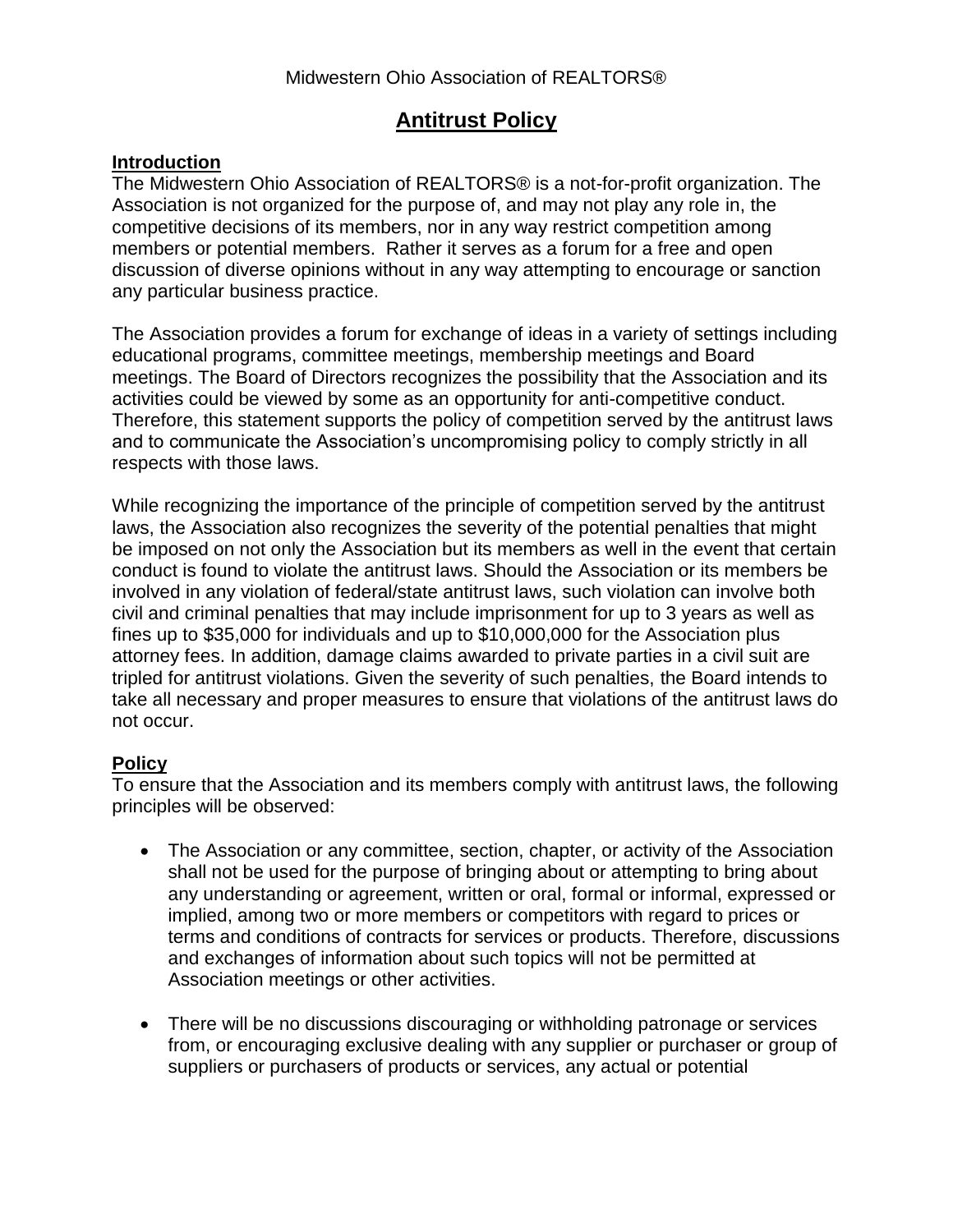Midwestern Ohio Association of REALTORS®

# Antitrust Policy

## Introduction

The Midwestern Ohio Association of REALTORS® is a not-for-profit organization. The Association is not organized for the purpose of, and may not play any role in, the competitive decisions of its members, nor in any way restrict competition among members or potential members. Rather it serves as a forum for a free and open discussion of diverse opinions without in any way attempting to encourage or sanction any particular business practice.

The Association provides a forum for exchange of ideas in a variety of settings including educational programs, committee meetings, membership meetings and Board meetings. The Board of Directors recognizes the possibility that the Association and its activities could be viewed by some as an opportunity for anti-competitive conduct. Therefore, this statement supports the policy of competition served by the antitrust laws and to communicate the Association's uncompromising policy to comply strictly in all respects with those laws.

While recognizing the importance of the principle of competition served by the antitrust laws, the Association also recognizes the severity of the potential penalties that might be imposed on not only the Association but its members as well in the event that certain conduct is found to violate the antitrust laws. Should the Association or its members be involved in any violation of federal/state antitrust laws, such violation can involve both civil and criminal penalties that may include imprisonment for up to 3 years as well as fines up to $35,000 for individuals and up to $10,000,000 for the Association plus attorney fees. In addition, damage claims awarded to private parties in a civil suit are tripled for antitrust violations. Given the severity of such penalties, the Board intends to take all necessary and proper measures to ensure that violations of the antitrust laws do not occur.

## Policy

To ensure that the Association and its members comply with antitrust laws, the following principles will be observed:

- The Association or any committee, section, chapter, or activity of the Association shall not be used for the purpose of bringing about or attempting to bring about any understanding or agreement, written or oral, formal or informal, expressed or implied, among two or more members or competitors with regard to prices or terms and conditions of contracts for services or products. Therefore, discussions and exchanges of information about such topics will not be permitted at Association meetings or other activities.

- There will be no discussions discouraging or withholding patronage or services from, or encouraging exclusive dealing with any supplier or purchaser or group of suppliers or purchasers of products or services, any actual or potential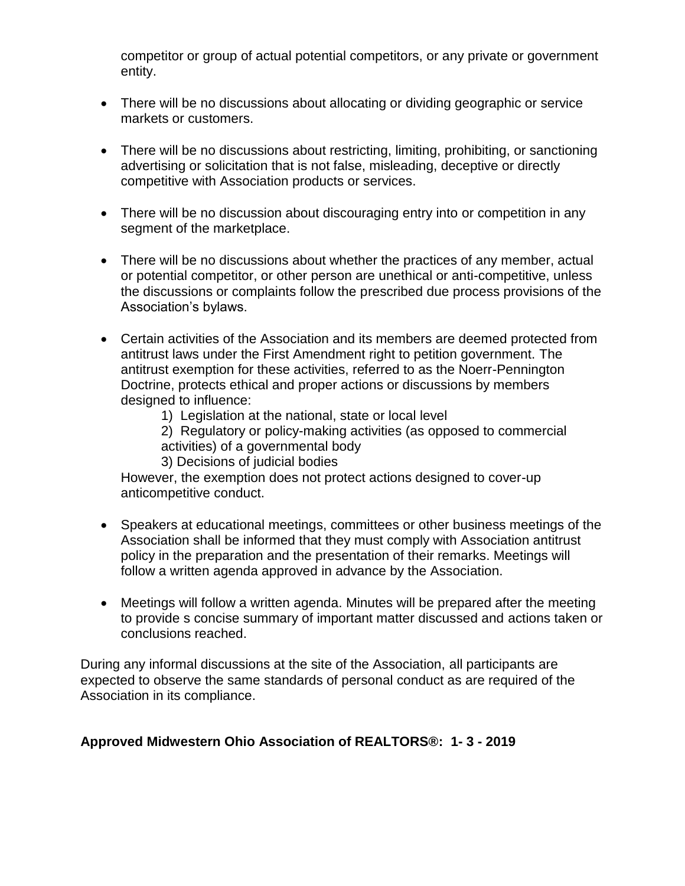competitor or group of actual potential competitors, or any private or government entity.

- There will be no discussions about allocating or dividing geographic or service markets or customers.

- There will be no discussions about restricting, limiting, prohibiting, or sanctioning advertising or solicitation that is not false, misleading, deceptive or directly competitive with Association products or services.

- There will be no discussion about discouraging entry into or competition in any segment of the marketplace.

- There will be no discussions about whether the practices of any member, actual or potential competitor, or other person are unethical or anti-competitive, unless the discussions or complaints follow the prescribed due process provisions of the Association's bylaws.

- Certain activities of the Association and its members are deemed protected from antitrust laws under the First Amendment right to petition government. The antitrust exemption for these activities, referred to as the Noerr-Pennington Doctrine, protects ethical and proper actions or discussions by members designed to influence:
  1) Legislation at the national, state or local level
  2) Regulatory or policy-making activities (as opposed to commercial activities) of a governmental body
  3) Decisions of judicial bodies

  However, the exemption does not protect actions designed to cover-up anticompetitive conduct.

- Speakers at educational meetings, committees or other business meetings of the Association shall be informed that they must comply with Association antitrust policy in the preparation and the presentation of their remarks. Meetings will follow a written agenda approved in advance by the Association.

- Meetings will follow a written agenda. Minutes will be prepared after the meeting to provide s concise summary of important matter discussed and actions taken or conclusions reached.

During any informal discussions at the site of the Association, all participants are expected to observe the same standards of personal conduct as are required of the Association in its compliance.

**Approved Midwestern Ohio Association of REALTORS®: 1- 3 - 2019**